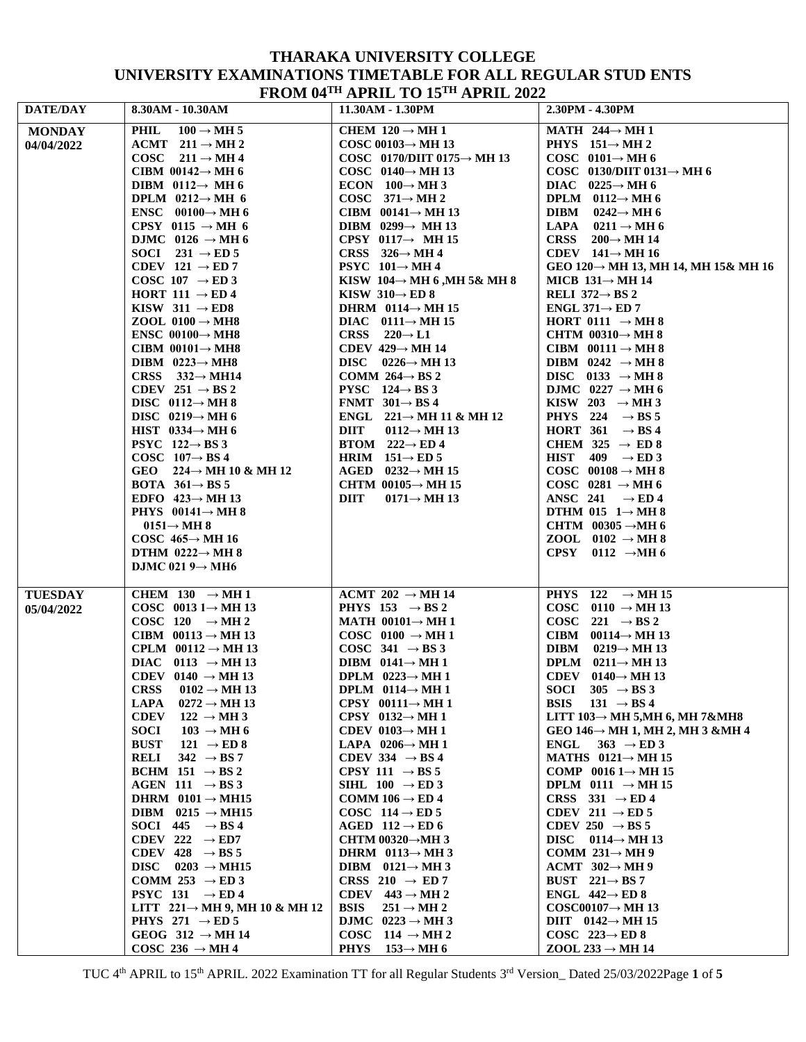# THARAKA UNIVERSITY COLLEGE
## UNIVERSITY EXAMINATIONS TIMETABLE FOR ALL REGULAR STUD ENTS
## FROM 04TH APRIL TO 15TH APRIL 2022

| DATE/DAY | 8.30AM - 10.30AM | 11.30AM - 1.30PM | 2.30PM - 4.30PM |
|---|---|---|---|
| **MONDAY 04/04/2022** | PHIL 100 → MH 5<br>ACMT 211 → MH 2<br>COSC 211 → MH 4<br>CIBM 00142→ MH 6<br>DIBM 0112→ MH 6<br>DPLM 0212→ MH 6<br>ENSC 00100→ MH 6<br>CPSY 0115 → MH 6<br>DJMC 0126 → MH 6<br>SOCI 231 → ED 5<br>CDEV 121 → ED 7<br>COSC 107 → ED 3<br>HORT 111 → ED 4<br>KISW 311 → ED8<br>ZOOL 0100 → MH8<br>ENSC 00100→ MH8<br>CIBM 00101→ MH8<br>DIBM 0223→ MH8<br>CRSS 332→ MH14<br>CDEV 251 → BS 2<br>DISC 0112→ MH 8<br>DISC 0219→ MH 6<br>HIST 0334→ MH 6<br>PSYC 122→ BS 3<br>COSC 107→ BS 4<br>GEO 224→ MH 10 & MH 12<br>BOTA 361→ BS 5<br>EDFO 423→ MH 13<br>PHYS 00141→ MH 8<br>0151→ MH 8<br>COSC 465→ MH 16<br>DTHM 0222→ MH 8<br>DJMC 021 9→ MH6 | CHEM 120 → MH 1<br>COSC 00103→ MH 13<br>COSC 0170/DIIT 0175→ MH 13<br>COSC 0140→ MH 13<br>ECON 100→ MH 3<br>COSC 371→ MH 2<br>CIBM 00141→ MH 13<br>DIBM 0299→ MH 13<br>CPSY 0117→ MH 15<br>CRSS 326→ MH 4<br>PSYC 101→ MH 4<br>KISW 104→ MH 6 ,MH 5& MH 8<br>KISW 310→ ED 8<br>DHRM 0114→ MH 15<br>DIAC 0111→ MH 15<br>CRSS 220→ L1<br>CDEV 429→ MH 14<br>DISC 0226→ MH 13<br>COMM 264→ BS 2<br>PYSC 124→ BS 3<br>FNMT 301→ BS 4<br>ENGL 221→ MH 11 & MH 12<br>DIIT 0112→ MH 13<br>BTOM 222→ ED 4<br>HRIM 151→ ED 5<br>AGED 0232→ MH 15<br>CHTM 00105→ MH 15<br>DIIT 0171→ MH 13 | MATH 244→ MH 1<br>PHYS 151→ MH 2<br>COSC 0101→ MH 6<br>COSC 0130/DIIT 0131→ MH 6<br>DIAC 0225→ MH 6<br>DPLM 0112→ MH 6<br>DIBM 0242→ MH 6<br>LAPA 0211 → MH 6<br>CRSS 200→ MH 14<br>CDEV 141→ MH 16<br>GEO 120→ MH 13, MH 14, MH 15& MH 16<br>MICB 131→ MH 14<br>RELI 372→ BS 2<br>ENGL 371→ ED 7<br>HORT 0111 → MH 8<br>CHTM 00310→ MH 8<br>CIBM 00111 → MH 8<br>DIBM 0242 → MH 8<br>DISC 0133 → MH 8<br>DJMC 0227 → MH 6<br>KISW 203 → MH 3<br>PHYS 224 → BS 5<br>HORT 361 → BS 4<br>CHEM 325 → ED 8<br>HIST 409 → ED 3<br>COSC 00108 → MH 8<br>COSC 0281 → MH 6<br>ANSC 241 → ED 4<br>DTHM 015 1→ MH 8<br>CHTM 00305 →MH 6<br>ZOOL 0102 → MH 8<br>CPSY 0112 →MH 6 |
| **TUESDAY 05/04/2022** | CHEM 130 → MH 1<br>COSC 0013 1→ MH 13<br>COSC 120 → MH 2<br>CIBM 00113 → MH 13<br>CPLM 00112 → MH 13<br>DIAC 0113 → MH 13<br>CDEV 0140 → MH 13<br>CRSS 0102 → MH 13<br>LAPA 0272 → MH 13<br>CDEV 122 → MH 3<br>SOCI 103 → MH 6<br>BUST 121 → ED 8<br>RELI 342 → BS 7<br>BCHM 151 → BS 2<br>AGEN 111 → BS 3<br>DHRM 0101 → MH15<br>DIBM 0215 → MH15<br>SOCI 445 → BS 4<br>CDEV 222 → ED7<br>CDEV 428 → BS 5<br>DISC 0203 → MH15<br>COMM 253 → ED 3<br>PSYC 131 → ED 4<br>LITT 221→ MH 9, MH 10 & MH 12<br>PHYS 271 → ED 5<br>GEOG 312 → MH 14<br>COSC 236 → MH 4 | ACMT 202 → MH 14<br>PHYS 153 → BS 2<br>MATH 00101→ MH 1<br>COSC 0100 → MH 1<br>COSC 341 → BS 3<br>DIBM 0141→ MH 1<br>DPLM 0223→ MH 1<br>DPLM 0114→ MH 1<br>CPSY 00111→ MH 1<br>CPSY 0132→ MH 1<br>CDEV 0103→ MH 1<br>LAPA 0206→ MH 1<br>CDEV 334 → BS 4<br>CPSY 111 → BS 5<br>SIHL 100 → ED 3<br>COMM 106 → ED 4<br>COSC 114 → ED 5<br>AGED 112 → ED 6<br>CHTM 00320→MH 3<br>DHRM 0113→ MH 3<br>DIBM 0121→ MH 3<br>CRSS 210 → ED 7<br>CDEV 443 → MH 2<br>BSIS 251 → MH 2<br>DJMC 0223 → MH 3<br>COSC 114 → MH 2<br>PHYS 153→ MH 6 | PHYS 122 → MH 15<br>COSC 0110 → MH 13<br>COSC 221 → BS 2<br>CIBM 00114→ MH 13<br>DIBM 0219→ MH 13<br>DPLM 0211→ MH 13<br>CDEV 0140→ MH 13<br>SOCI 305 → BS 3<br>BSIS 131 → BS 4<br>LITT 103→ MH 5,MH 6, MH 7&MH8<br>GEO 146→ MH 1, MH 2, MH 3 &MH 4<br>ENGL 363 → ED 3<br>MATHS 0121→ MH 15<br>COMP 0016 1→ MH 15<br>DPLM 0111 → MH 15<br>CRSS 331 → ED 4<br>CDEV 211 → ED 5<br>CDEV 250 → BS 5<br>DISC 0114→ MH 13<br>COMM 231→ MH 9<br>ACMT 302→ MH 9<br>BUST 221→ BS 7<br>ENGL 442→ ED 8<br>COSC00107→ MH 13<br>DIIT 0142→ MH 15<br>COSC 223→ ED 8<br>ZOOL 233 → MH 14 |

TUC 4th APRIL to 15th APRIL. 2022 Examination TT for all Regular Students 3rd Version_ Dated 25/03/2022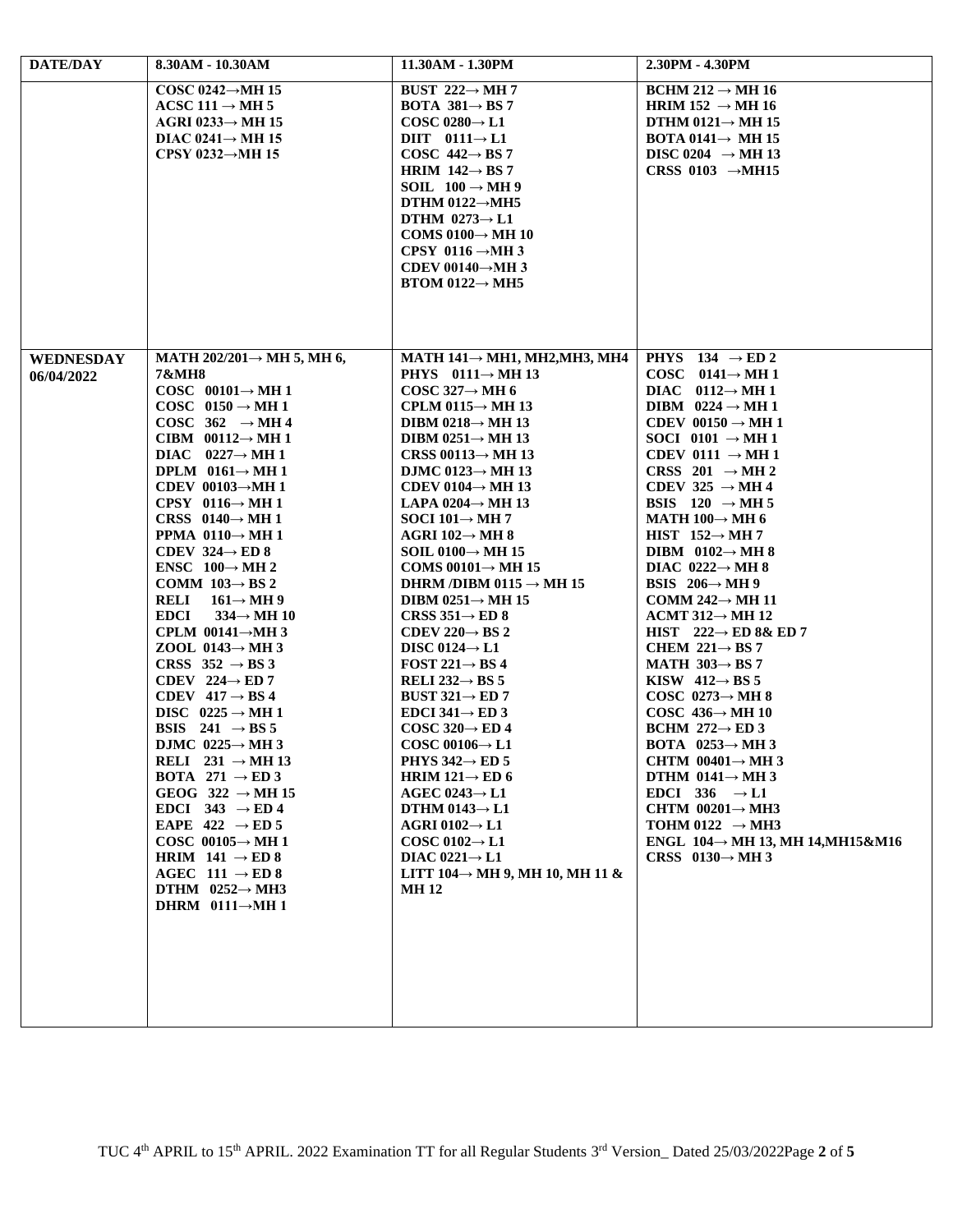| DATE/DAY | 8.30AM - 10.30AM | 11.30AM - 1.30PM | 2.30PM - 4.30PM |
|---|---|---|---|
| | COSC 0242→MH 15<br>ACSC 111 → MH 5<br>AGRI 0233→ MH 15<br>DIAC 0241→ MH 15<br>CPSY 0232→MH 15 | BUST 222→ MH 7<br>BOTA 381→ BS 7<br>COSC 0280→ L1<br>DIIT 0111→ L1<br>COSC 442→ BS 7<br>HRIM 142→ BS 7<br>SOIL 100 → MH 9<br>DTHM 0122→MH5<br>DTHM 0273→ L1<br>COMS 0100→ MH 10<br>CPSY 0116 →MH 3<br>CDEV 00140→MH 3<br>BTOM 0122→ MH5 | BCHM 212 → MH 16<br>HRIM 152 → MH 16<br>DTHM 0121→ MH 15<br>BOTA 0141→ MH 15<br>DISC 0204 → MH 13<br>CRSS 0103 →MH15 |
| WEDNESDAY 06/04/2022 | MATH 202/201→ MH 5, MH 6, 7&MH8<br>COSC 00101→ MH 1<br>COSC 0150 → MH 1<br>COSC 362 → MH 4<br>CIBM 00112→ MH 1<br>DIAC 0227→ MH 1<br>DPLM 0161→ MH 1<br>CDEV 00103→MH 1<br>CPSY 0116→ MH 1<br>CRSS 0140→ MH 1<br>PPMA 0110→ MH 1<br>CDEV 324→ ED 8<br>ENSC 100→ MH 2<br>COMM 103→ BS 2<br>RELI 161→ MH 9<br>EDCI 334→ MH 10<br>CPLM 00141→MH 3<br>ZOOL 0143→ MH 3<br>CRSS 352 → BS 3<br>CDEV 224→ ED 7<br>CDEV 417 → BS 4<br>DISC 0225 → MH 1<br>BSIS 241 → BS 5<br>DJMC 0225→ MH 3<br>RELI 231 → MH 13<br>BOTA 271 → ED 3<br>GEOG 322 → MH 15<br>EDCI 343 → ED 4<br>EAPE 422 → ED 5<br>COSC 00105→ MH 1<br>HRIM 141 → ED 8<br>AGEC 111 → ED 8<br>DTHM 0252→ MH3<br>DHRM 0111→MH 1 | MATH 141→ MH1, MH2,MH3, MH4<br>PHYS 0111→ MH 13<br>COSC 327→ MH 6<br>CPLM 0115→ MH 13<br>DIBM 0218→ MH 13<br>DIBM 0251→ MH 13<br>CRSS 00113→ MH 13<br>DJMC 0123→ MH 13<br>CDEV 0104→ MH 13<br>LAPA 0204→ MH 13<br>SOCI 101→ MH 7<br>AGRI 102→ MH 8<br>SOIL 0100→ MH 15<br>COMS 00101→ MH 15<br>DHRM /DIBM 0115 → MH 15<br>DIBM 0251→ MH 15<br>CRSS 351→ ED 8<br>CDEV 220→ BS 2<br>DISC 0124→ L1<br>FOST 221→ BS 4<br>RELI 232→ BS 5<br>BUST 321→ ED 7<br>EDCI 341→ ED 3<br>COSC 320→ ED 4<br>COSC 00106→ L1<br>PHYS 342→ ED 5<br>HRIM 121→ ED 6<br>AGEC 0243→ L1<br>DTHM 0143→ L1<br>AGRI 0102→ L1<br>COSC 0102→ L1<br>DIAC 0221→ L1<br>LITT 104→ MH 9, MH 10, MH 11 & MH 12 | PHYS 134 → ED 2<br>COSC 0141→ MH 1<br>DIAC 0112→ MH 1<br>DIBM 0224 → MH 1<br>CDEV 00150 → MH 1<br>SOCI 0101 → MH 1<br>CDEV 0111 → MH 1<br>CRSS 201 → MH 2<br>CDEV 325 → MH 4<br>BSIS 120 → MH 5<br>MATH 100→ MH 6<br>HIST 152→ MH 7<br>DIBM 0102→ MH 8<br>DIAC 0222→ MH 8<br>BSIS 206→ MH 9<br>COMM 242→ MH 11<br>ACMT 312→ MH 12<br>HIST 222→ ED 8& ED 7<br>CHEM 221→ BS 7<br>MATH 303→ BS 7<br>KISW 412→ BS 5<br>COSC 0273→ MH 8<br>COSC 436→ MH 10<br>BCHM 272→ ED 3<br>BOTA 0253→ MH 3<br>CHTM 00401→ MH 3<br>DTHM 0141→ MH 3<br>EDCI 336 → L1<br>CHTM 00201→ MH3<br>TOHM 0122 → MH3<br>ENGL 104→ MH 13, MH 14,MH15&M16<br>CRSS 0130→ MH 3 |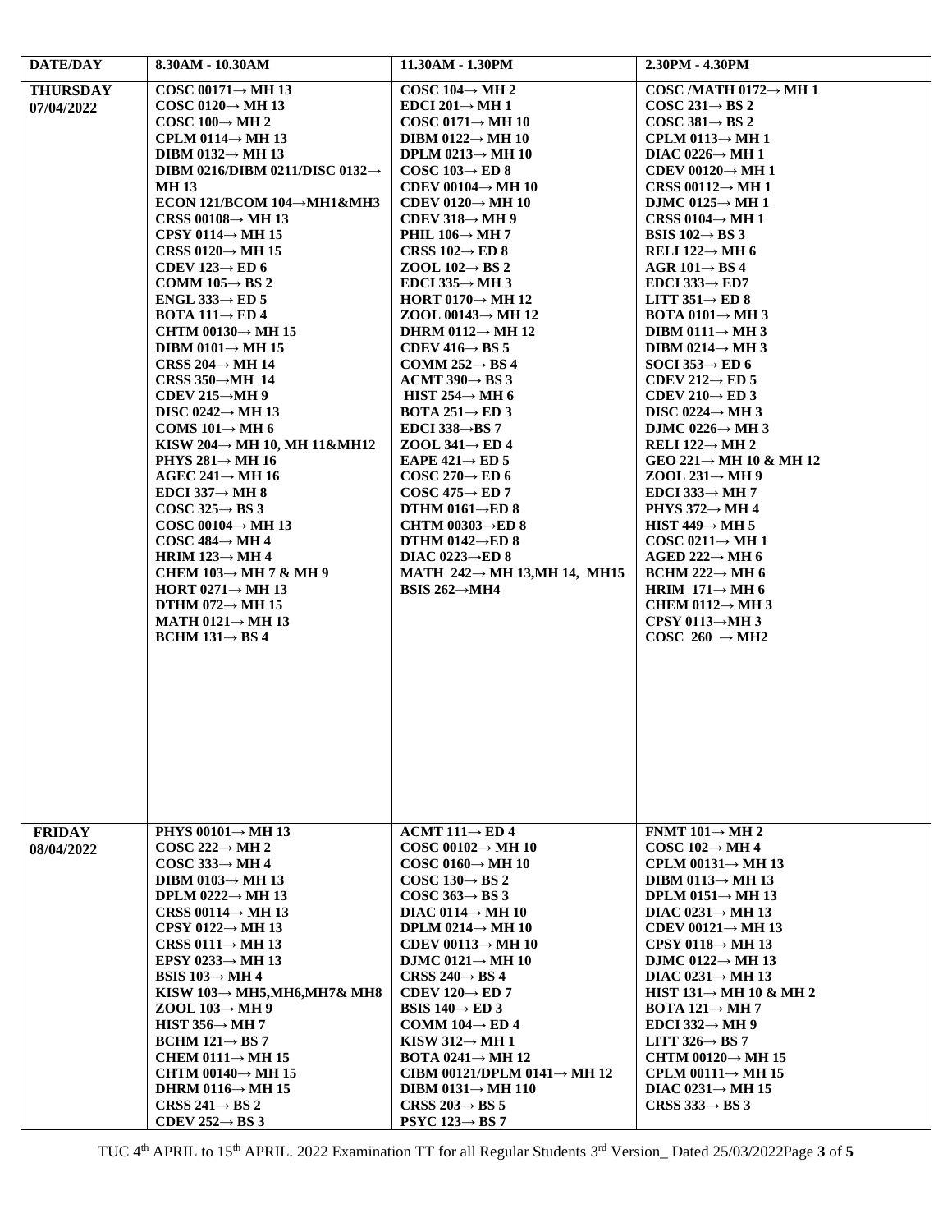| DATE/DAY | 8.30AM - 10.30AM | 11.30AM - 1.30PM | 2.30PM - 4.30PM |
|---|---|---|---|
| **THURSDAY 07/04/2022** | **COSC 00171→ MH 13**<br>**COSC 0120→ MH 13**<br>**COSC 100→ MH 2**<br>**CPLM 0114→ MH 13**<br>**DIBM 0132→ MH 13**<br>**DIBM 0216/DIBM 0211/DISC 0132→ MH 13**<br>**ECON 121/BCOM 104→MH1&MH3**<br>**CRSS 00108→ MH 13**<br>**CPSY 0114→ MH 15**<br>**CRSS 0120→ MH 15**<br>**CDEV 123→ ED 6**<br>**COMM 105→ BS 2**<br>**ENGL 333→ ED 5**<br>**BOTA 111→ ED 4**<br>**CHTM 00130→ MH 15**<br>**DIBM 0101→ MH 15**<br>**CRSS 204→ MH 14**<br>**CRSS 350→MH 14**<br>**CDEV 215→MH 9**<br>**DISC 0242→ MH 13**<br>**COMS 101→ MH 6**<br>**KISW 204→ MH 10, MH 11&MH12**<br>**PHYS 281→ MH 16**<br>**AGEC 241→ MH 16**<br>**EDCI 337→ MH 8**<br>**COSC 325→ BS 3**<br>**COSC 00104→ MH 13**<br>**COSC 484→ MH 4**<br>**HRIM 123→ MH 4**<br>**CHEM 103→ MH 7 & MH 9**<br>**HORT 0271→ MH 13**<br>**DTHM 072→ MH 15**<br>**MATH 0121→ MH 13**<br>**BCHM 131→ BS 4** | **COSC 104→ MH 2**<br>**EDCI 201→ MH 1**<br>**COSC 0171→ MH 10**<br>**DIBM 0122→ MH 10**<br>**DPLM 0213→ MH 10**<br>**COSC 103→ ED 8**<br>**CDEV 00104→ MH 10**<br>**CDEV 0120→ MH 10**<br>**CDEV 318→ MH 9**<br>**PHIL 106→ MH 7**<br>**CRSS 102→ ED 8**<br>**ZOOL 102→ BS 2**<br>**EDCI 335→ MH 3**<br>**HORT 0170→ MH 12**<br>**ZOOL 00143→ MH 12**<br>**DHRM 0112→ MH 12**<br>**CDEV 416→ BS 5**<br>**COMM 252→ BS 4**<br>**ACMT 390→ BS 3**<br>**HIST 254→ MH 6**<br>**BOTA 251→ ED 3**<br>**EDCI 338→BS 7**<br>**ZOOL 341→ ED 4**<br>**EAPE 421→ ED 5**<br>**COSC 270→ ED 6**<br>**COSC 475→ ED 7**<br>**DTHM 0161→ED 8**<br>**CHTM 00303→ED 8**<br>**DTHM 0142→ED 8**<br>**DIAC 0223→ED 8**<br>**MATH 242→ MH 13,MH 14, MH15**<br>**BSIS 262→MH4** | **COSC /MATH 0172→ MH 1**<br>**COSC 231→ BS 2**<br>**COSC 381→ BS 2**<br>**CPLM 0113→ MH 1**<br>**DIAC 0226→ MH 1**<br>**CDEV 00120→ MH 1**<br>**CRSS 00112→ MH 1**<br>**DJMC 0125→ MH 1**<br>**CRSS 0104→ MH 1**<br>**BSIS 102→ BS 3**<br>**RELI 122→ MH 6**<br>**AGR 101→ BS 4**<br>**EDCI 333→ ED7**<br>**LITT 351→ ED 8**<br>**BOTA 0101→ MH 3**<br>**DIBM 0111→ MH 3**<br>**DIBM 0214→ MH 3**<br>**SOCI 353→ ED 6**<br>**CDEV 212→ ED 5**<br>**CDEV 210→ ED 3**<br>**DISC 0224→ MH 3**<br>**DJMC 0226→ MH 3**<br>**RELI 122→ MH 2**<br>**GEO 221→ MH 10 & MH 12**<br>**ZOOL 231→ MH 9**<br>**EDCI 333→ MH 7**<br>**PHYS 372→ MH 4**<br>**HIST 449→ MH 5**<br>**COSC 0211→ MH 1**<br>**AGED 222→ MH 6**<br>**BCHM 222→ MH 6**<br>**HRIM 171→ MH 6**<br>**CHEM 0112→ MH 3**<br>**CPSY 0113→MH 3**<br>**COSC 260 → MH2** |
| **FRIDAY 08/04/2022** | **PHYS 00101→ MH 13**<br>**COSC 222→ MH 2**<br>**COSC 333→ MH 4**<br>**DIBM 0103→ MH 13**<br>**DPLM 0222→ MH 13**<br>**CRSS 00114→ MH 13**<br>**CPSY 0122→ MH 13**<br>**CRSS 0111→ MH 13**<br>**EPSY 0233→ MH 13**<br>**BSIS 103→ MH 4**<br>**KISW 103→ MH5,MH6,MH7& MH8**<br>**ZOOL 103→ MH 9**<br>**HIST 356→ MH 7**<br>**BCHM 121→ BS 7**<br>**CHEM 0111→ MH 15**<br>**CHTM 00140→ MH 15**<br>**DHRM 0116→ MH 15**<br>**CRSS 241→ BS 2**<br>**CDEV 252→ BS 3** | **ACMT 111→ ED 4**<br>**COSC 00102→ MH 10**<br>**COSC 0160→ MH 10**<br>**COSC 130→ BS 2**<br>**COSC 363→ BS 3**<br>**DIAC 0114→ MH 10**<br>**DPLM 0214→ MH 10**<br>**CDEV 00113→ MH 10**<br>**DJMC 0121→ MH 10**<br>**CRSS 240→ BS 4**<br>**CDEV 120→ ED 7**<br>**BSIS 140→ ED 3**<br>**COMM 104→ ED 4**<br>**KISW 312→ MH 1**<br>**BOTA 0241→ MH 12**<br>**CIBM 00121/DPLM 0141→ MH 12**<br>**DIBM 0131→ MH 110**<br>**CRSS 203→ BS 5**<br>**PSYC 123→ BS 7** | **FNMT 101→ MH 2**<br>**COSC 102→ MH 4**<br>**CPLM 00131→ MH 13**<br>**DIBM 0113→ MH 13**<br>**DPLM 0151→ MH 13**<br>**DIAC 0231→ MH 13**<br>**CDEV 00121→ MH 13**<br>**CPSY 0118→ MH 13**<br>**DJMC 0122→ MH 13**<br>**DIAC 0231→ MH 13**<br>**HIST 131→ MH 10 & MH 2**<br>**BOTA 121→ MH 7**<br>**EDCI 332→ MH 9**<br>**LITT 326→ BS 7**<br>**CHTM 00120→ MH 15**<br>**CPLM 00111→ MH 15**<br>**DIAC 0231→ MH 15**<br>**CRSS 333→ BS 3** |

TUC 4th APRIL to 15th APRIL. 2022 Examination TT for all Regular Students 3rd Version_ Dated 25/03/2022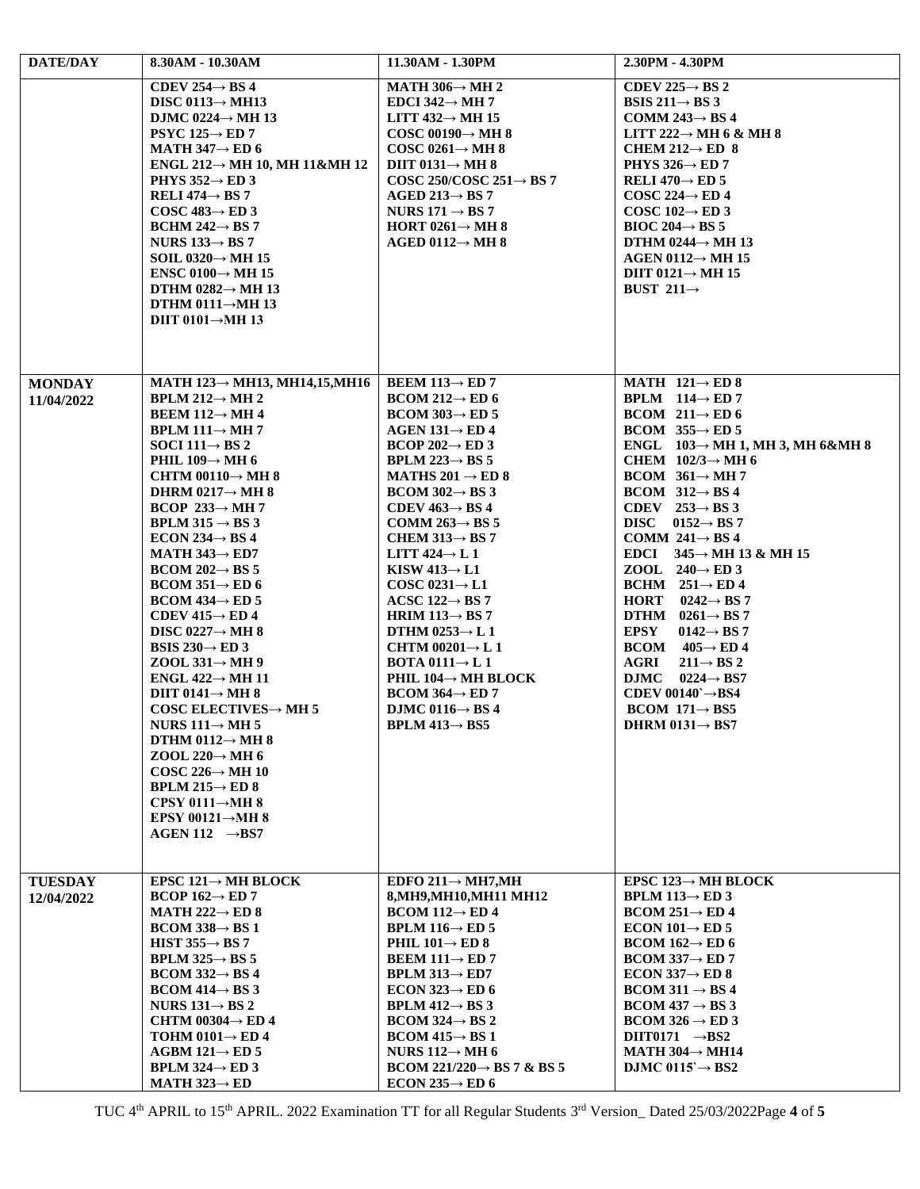| DATE/DAY | 8.30AM - 10.30AM | 11.30AM - 1.30PM | 2.30PM - 4.30PM |
|---|---|---|---|
| | CDEV 254→ BS 4<br>DISC 0113→ MH13<br>DJMC 0224→ MH 13<br>PSYC 125→ ED 7<br>MATH 347→ ED 6<br>ENGL 212→ MH 10, MH 11&MH 12<br>PHYS 352→ ED 3<br>RELI 474→ BS 7<br>COSC 483→ ED 3<br>BCHM 242→ BS 7<br>NURS 133→ BS 7<br>SOIL 0320→ MH 15<br>ENSC 0100→ MH 15<br>DTHM 0282→ MH 13<br>DTHM 0111→MH 13<br>DIIT 0101→MH 13 | MATH 306→ MH 2<br>EDCI 342→ MH 7<br>LITT 432→ MH 15<br>COSC 00190→ MH 8<br>COSC 0261→ MH 8<br>DIIT 0131→ MH 8<br>COSC 250/COSC 251→ BS 7<br>AGED 213→ BS 7<br>NURS 171 → BS 7<br>HORT 0261→ MH 8<br>AGED 0112→ MH 8 | CDEV 225→ BS 2<br>BSIS 211→ BS 3<br>COMM 243→ BS 4<br>LITT 222→ MH 6 & MH 8<br>CHEM 212→ ED 8<br>PHYS 326→ ED 7<br>RELI 470→ ED 5<br>COSC 224→ ED 4<br>COSC 102→ ED 3<br>BIOC 204→ BS 5<br>DTHM 0244→ MH 13<br>AGEN 0112→ MH 15<br>DIIT 0121→ MH 15<br>BUST 211→ |
| MONDAY 11/04/2022 | MATH 123→ MH13, MH14,15,MH16<br>BPLM 212→ MH 2<br>BEEM 112→ MH 4<br>BPLM 111→ MH 7<br>SOCI 111→ BS 2<br>PHIL 109→ MH 6<br>CHTM 00110→ MH 8<br>DHRM 0217→ MH 8<br>BCOP 233→ MH 7<br>BPLM 315 → BS 3<br>ECON 234→ BS 4<br>MATH 343→ ED7<br>BCOM 202→ BS 5<br>BCOM 351→ ED 6<br>BCOM 434→ ED 5<br>CDEV 415→ ED 4<br>DISC 0227→ MH 8<br>BSIS 230→ ED 3<br>ZOOL 331→ MH 9<br>ENGL 422→ MH 11<br>DIIT 0141→ MH 8<br>COSC ELECTIVES→ MH 5<br>NURS 111→ MH 5<br>DTHM 0112→ MH 8<br>ZOOL 220→ MH 6<br>COSC 226→ MH 10<br>BPLM 215→ ED 8<br>CPSY 0111→MH 8<br>EPSY 00121→MH 8<br>AGEN 112 →BS7 | BEEM 113→ ED 7<br>BCOM 212→ ED 6<br>BCOM 303→ ED 5<br>AGEN 131→ ED 4<br>BCOP 202→ ED 3<br>BPLM 223→ BS 5<br>MATHS 201 → ED 8<br>BCOM 302→ BS 3<br>CDEV 463→ BS 4<br>COMM 263→ BS 5<br>CHEM 313→ BS 7<br>LITT 424→ L 1<br>KISW 413→ L1<br>COSC 0231→ L1<br>ACSC 122→ BS 7<br>HRIM 113→ BS 7<br>DTHM 0253→ L 1<br>CHTM 00201→ L 1<br>BOTA 0111→ L 1<br>PHIL 104→ MH BLOCK<br>BCOM 364→ ED 7<br>DJMC 0116→ BS 4<br>BPLM 413→ BS5 | MATH 121→ ED 8<br>BPLM 114→ ED 7<br>BCOM 211→ ED 6<br>BCOM 355→ ED 5<br>ENGL 103→ MH 1, MH 3, MH 6&MH 8<br>CHEM 102/3→ MH 6<br>BCOM 361→ MH 7<br>BCOM 312→ BS 4<br>CDEV 253→ BS 3<br>DISC 0152→ BS 7<br>COMM 241→ BS 4<br>EDCI 345→ MH 13 & MH 15<br>ZOOL 240→ ED 3<br>BCHM 251→ ED 4<br>HORT 0242→ BS 7<br>DTHM 0261→ BS 7<br>EPSY 0142→ BS 7<br>BCOM 405→ ED 4<br>AGRI 211→ BS 2<br>DJMC 0224→ BS7<br>CDEV 00140`→BS4<br>BCOM 171→ BS5<br>DHRM 0131→ BS7 |
| TUESDAY 12/04/2022 | EPSC 121→ MH BLOCK<br>BCOP 162→ ED 7<br>MATH 222→ ED 8<br>BCOM 338→ BS 1<br>HIST 355→ BS 7<br>BPLM 325→ BS 5<br>BCOM 332→ BS 4<br>BCOM 414→ BS 3<br>NURS 131→ BS 2<br>CHTM 00304→ ED 4<br>TOHM 0101→ ED 4<br>AGBM 121→ ED 5<br>BPLM 324→ ED 3<br>MATH 323→ ED | EDFO 211→ MH7,MH 8,MH9,MH10,MH11 MH12<br>BCOM 112→ ED 4<br>BPLM 116→ ED 5<br>PHIL 101→ ED 8<br>BEEM 111→ ED 7<br>BPLM 313→ ED7<br>ECON 323→ ED 6<br>BPLM 412→ BS 3<br>BCOM 324→ BS 2<br>BCOM 415→ BS 1<br>NURS 112→ MH 6<br>BCOM 221/220→ BS 7 & BS 5<br>ECON 235→ ED 6 | EPSC 123→ MH BLOCK<br>BPLM 113→ ED 3<br>BCOM 251→ ED 4<br>ECON 101→ ED 5<br>BCOM 162→ ED 6<br>BCOM 337→ ED 7<br>ECON 337→ ED 8<br>BCOM 311 → BS 4<br>BCOM 437 → BS 3<br>BCOM 326 → ED 3<br>DIIT0171 →BS2<br>MATH 304→ MH14<br>DJMC 0115`→ BS2 |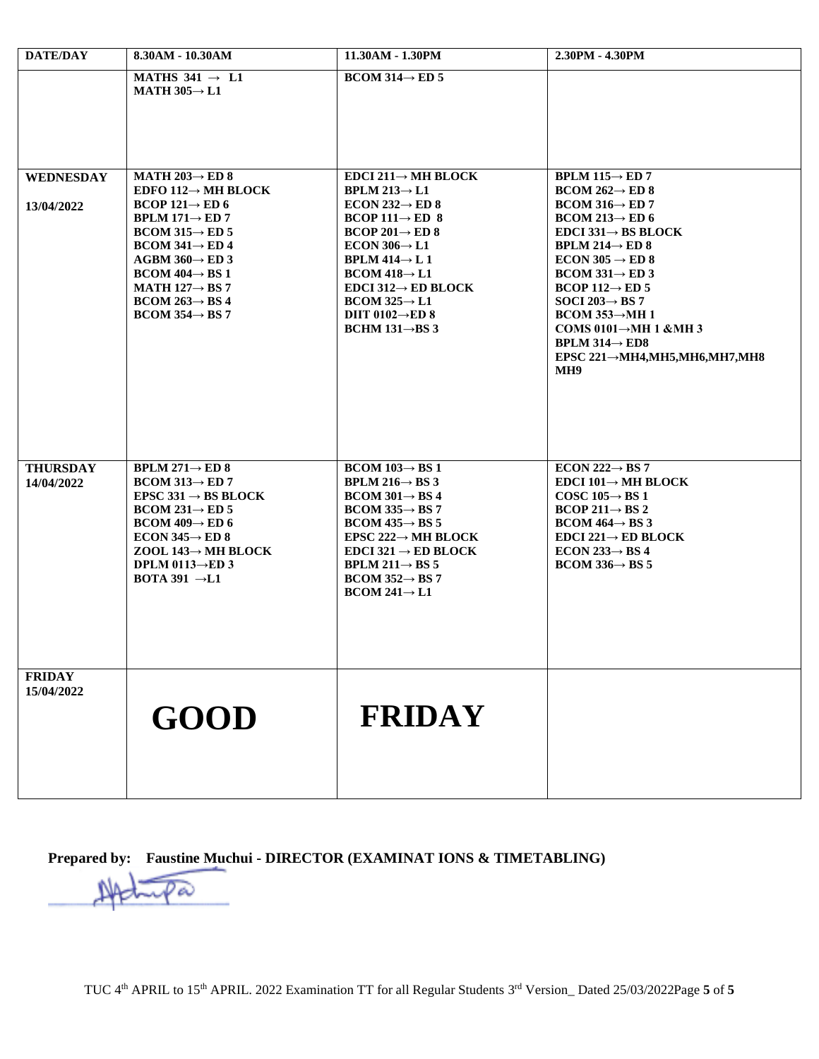| DATE/DAY | 8.30AM - 10.30AM | 11.30AM - 1.30PM | 2.30PM - 4.30PM |
|---|---|---|---|
| | **MATHS 341 → L1**<br>**MATH 305→ L1** | **BCOM 314→ ED 5** | |
| **WEDNESDAY**<br><br>**13/04/2022** | **MATH 203→ ED 8**<br>**EDFO 112→ MH BLOCK**<br>**BCOP 121→ ED 6**<br>**BPLM 171→ ED 7**<br>**BCOM 315→ ED 5**<br>**BCOM 341→ ED 4**<br>**AGBM 360→ ED 3**<br>**BCOM 404→ BS 1**<br>**MATH 127→ BS 7**<br>**BCOM 263→ BS 4**<br>**BCOM 354→ BS 7** | **EDCI 211→ MH BLOCK**<br>**BPLM 213→ L1**<br>**ECON 232→ ED 8**<br>**BCOP 111→ ED 8**<br>**BCOP 201→ ED 8**<br>**ECON 306→ L1**<br>**BPLM 414→ L 1**<br>**BCOM 418→ L1**<br>**EDCI 312→ ED BLOCK**<br>**BCOM 325→ L1**<br>**DIIT 0102→ED 8**<br>**BCHM 131→BS 3** | **BPLM 115→ ED 7**<br>**BCOM 262→ ED 8**<br>**BCOM 316→ ED 7**<br>**BCOM 213→ ED 6**<br>**EDCI 331→ BS BLOCK**<br>**BPLM 214→ ED 8**<br>**ECON 305 → ED 8**<br>**BCOM 331→ ED 3**<br>**BCOP 112→ ED 5**<br>**SOCI 203→ BS 7**<br>**BCOM 353→MH 1**<br>**COMS 0101→MH 1 &MH 3**<br>**BPLM 314→ ED8**<br>**EPSC 221→MH4,MH5,MH6,MH7,MH8 MH9** |
| **THURSDAY**<br>**14/04/2022** | **BPLM 271→ ED 8**<br>**BCOM 313→ ED 7**<br>**EPSC 331 → BS BLOCK**<br>**BCOM 231→ ED 5**<br>**BCOM 409→ ED 6**<br>**ECON 345→ ED 8**<br>**ZOOL 143→ MH BLOCK**<br>**DPLM 0113→ED 3**<br>**BOTA 391 →L1** | **BCOM 103→ BS 1**<br>**BPLM 216→ BS 3**<br>**BCOM 301→ BS 4**<br>**BCOM 335→ BS 7**<br>**BCOM 435→ BS 5**<br>**EPSC 222→ MH BLOCK**<br>**EDCI 321 → ED BLOCK**<br>**BPLM 211→ BS 5**<br>**BCOM 352→ BS 7**<br>**BCOM 241→ L1** | **ECON 222→ BS 7**<br>**EDCI 101→ MH BLOCK**<br>**COSC 105→ BS 1**<br>**BCOP 211→ BS 2**<br>**BCOM 464→ BS 3**<br>**EDCI 221→ ED BLOCK**<br>**ECON 233→ BS 4**<br>**BCOM 336→ BS 5** |
| **FRIDAY**<br>**15/04/2022** | **GOOD** | **FRIDAY** | |

**Prepared by: Faustine Muchui - DIRECTOR (EXAMINAT IONS & TIMETABLING)**